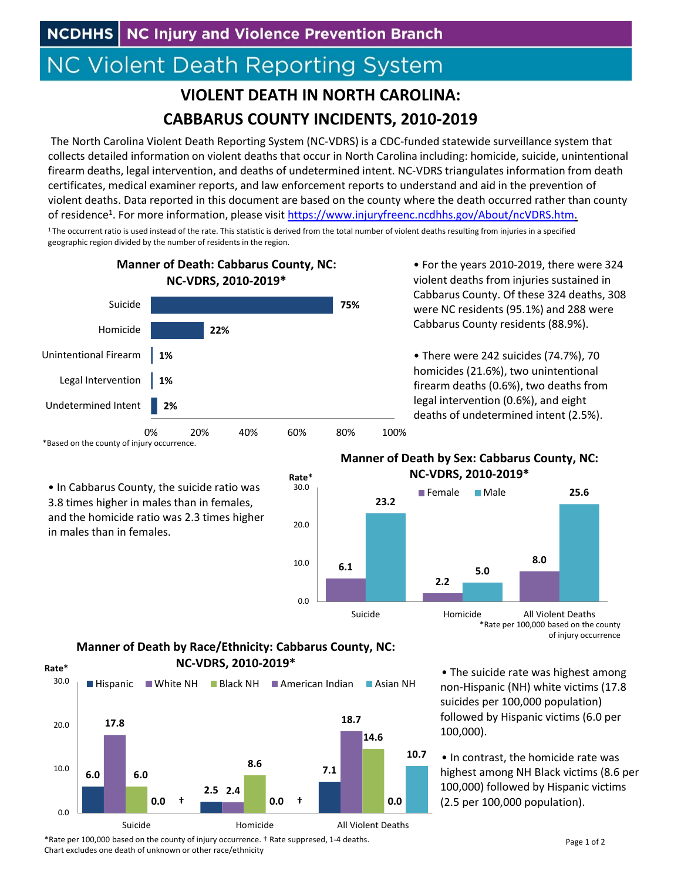NCDHHS | NC Injury and Violence Prevention Branch

# NC Violent Death Reporting System

## VIOLENT DEATH IN NORTH CAROLINA: CABBARUS COUNTY INCIDENTS, 2010-2019

The North Carolina Violent Death Reporting System (NC-VDRS) is a CDC-funded statewide surveillance system that collects detailed information on violent deaths that occur in North Carolina including: homicide, suicide, unintentional firearm deaths, legal intervention, and deaths of undetermined intent. NC-VDRS triangulates information from death certificates, medical examiner reports, and law enforcement reports to understand and aid in the prevention of violent deaths. Data reported in this document are based on the county where the death occurred rather than county of residence[1]. For more information, please visit https://www.injuryfreenc.ncdhhs.gov/About/ncVDRS.htm.

[1] The occurrent ratio is used instead of the rate. This statistic is derived from the total number of violent deaths resulting from injuries in a specified geographic region divided by the number of residents in the region.

### Manner of Death: Cabbarus County, NC: NC-VDRS, 2010-2019*

| Manner of Death | Percent |
|---|---|
| Suicide | 75% |
| Homicide | 22% |
| Unintentional Firearm | 1% |
| Legal Intervention | 1% |
| Undetermined Intent | 2% |

*Based on the county of injury occurrence.

- For the years 2010-2019, there were 324 violent deaths from injuries sustained in Cabbarus County. Of these 324 deaths, 308 were NC residents (95.1%) and 288 were Cabbarus County residents (88.9%).

- There were 242 suicides (74.7%), 70 homicides (21.6%), two unintentional firearm deaths (0.6%), two deaths from legal intervention (0.6%), and eight deaths of undetermined intent (2.5%).

- In Cabbarus County, the suicide ratio was 3.8 times higher in males than in females, and the homicide ratio was 2.3 times higher in males than in females.

### Manner of Death by Sex: Cabbarus County, NC: NC-VDRS, 2010-2019*

| Rate* | Female | Male |
|---|---|---|
| Suicide | 6.1 | 23.2 |
| Homicide | 2.2 | 5.0 |
| All Violent Deaths | 8.0 | 25.6 |

*Rate per 100,000 based on the county of injury occurrence

### Manner of Death by Race/Ethnicity: Cabbarus County, NC: NC-VDRS, 2010-2019*

| Rate* | Hispanic | White NH | Black NH | American Indian | Asian NH |
|---|---|---|---|---|---|
| Suicide | 6.0 | 17.8 | 6.0 | 0.0 | † |
| Homicide | 2.5 | 2.4 | 8.6 | 0.0 | † |
| All Violent Deaths | 7.1 | 18.7 | 14.6 | 0.0 | 10.7 |

*Rate per 100,000 based on the county of injury occurrence. † Rate suppressed, 1-4 deaths.
Chart excludes one death of unknown or other race/ethnicity

- The suicide rate was highest among non-Hispanic (NH) white victims (17.8 suicides per 100,000 population) followed by Hispanic victims (6.0 per 100,000).

- In contrast, the homicide rate was highest among NH Black victims (8.6 per 100,000) followed by Hispanic victims (2.5 per 100,000 population).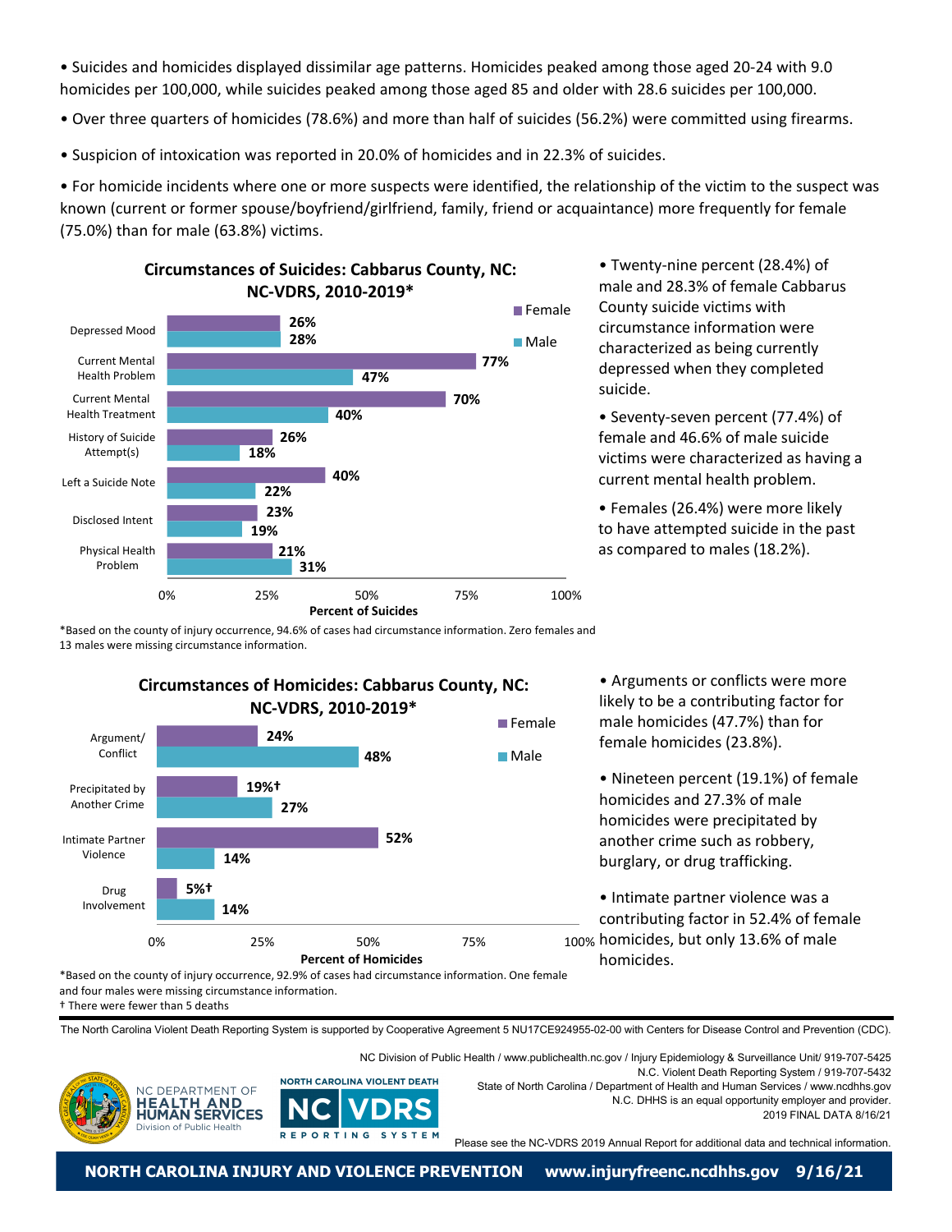- Suicides and homicides displayed dissimilar age patterns. Homicides peaked among those aged 20-24 with 9.0 homicides per 100,000, while suicides peaked among those aged 85 and older with 28.6 suicides per 100,000.
- Over three quarters of homicides (78.6%) and more than half of suicides (56.2%) were committed using firearms.
- Suspicion of intoxication was reported in 20.0% of homicides and in 22.3% of suicides.
- For homicide incidents where one or more suspects were identified, the relationship of the victim to the suspect was known (current or former spouse/boyfriend/girlfriend, family, friend or acquaintance) more frequently for female (75.0%) than for male (63.8%) victims.

**Circumstances of Suicides: Cabbarus County, NC: NC-VDRS, 2010-2019***

Female
Male

Depressed Mood: 26%, 28%
Current Mental Health Problem: 77%, 47%
Current Mental Health Treatment: 70%, 40%
History of Suicide Attempt(s): 26%, 18%
Left a Suicide Note: 40%, 22%
Disclosed Intent: 23%, 19%
Physical Health Problem: 21%, 31%

0% 25% 50% 75% 100%
Percent of Suicides

*Based on the county of injury occurrence, 94.6% of cases had circumstance information. Zero females and 13 males were missing circumstance information.

- Twenty-nine percent (28.4%) of male and 28.3% of female Cabbarus County suicide victims with circumstance information were characterized as being currently depressed when they completed suicide.
- Seventy-seven percent (77.4%) of female and 46.6% of male suicide victims were characterized as having a current mental health problem.
- Females (26.4%) were more likely to have attempted suicide in the past as compared to males (18.2%).

**Circumstances of Homicides: Cabbarus County, NC: NC-VDRS, 2010-2019***

Female
Male

Argument/ Conflict: 24%, 48%
Precipitated by Another Crime: 19%†, 27%
Intimate Partner Violence: 52%, 14%
Drug Involvement: 5%†, 14%

0% 25% 50% 75% 100%
Percent of Homicides

*Based on the county of injury occurrence, 92.9% of cases had circumstance information. One female and four males were missing circumstance information.
† There were fewer than 5 deaths

- Arguments or conflicts were more likely to be a contributing factor for male homicides (47.7%) than for female homicides (23.8%).
- Nineteen percent (19.1%) of female homicides and 27.3% of male homicides were precipitated by another crime such as robbery, burglary, or drug trafficking.
- Intimate partner violence was a contributing factor in 52.4% of female homicides, but only 13.6% of male homicides.

The North Carolina Violent Death Reporting System is supported by Cooperative Agreement 5 NU17CE924955-02-00 with Centers for Disease Control and Prevention (CDC).

NC Division of Public Health / www.publichealth.nc.gov / Injury Epidemiology & Surveillance Unit/ 919-707-5425
N.C. Violent Death Reporting System / 919-707-5432
State of North Carolina / Department of Health and Human Services / www.ncdhhs.gov
N.C. DHHS is an equal opportunity employer and provider.
2019 FINAL DATA 8/16/21

NC DEPARTMENT OF HEALTH AND HUMAN SERVICES Division of Public Health

NORTH CAROLINA VIOLENT DEATH NC VDRS REPORTING SYSTEM

Please see the NC-VDRS 2019 Annual Report for additional data and technical information.

**NORTH CAROLINA INJURY AND VIOLENCE PREVENTION www.injuryfreenc.ncdhhs.gov 9/16/21**